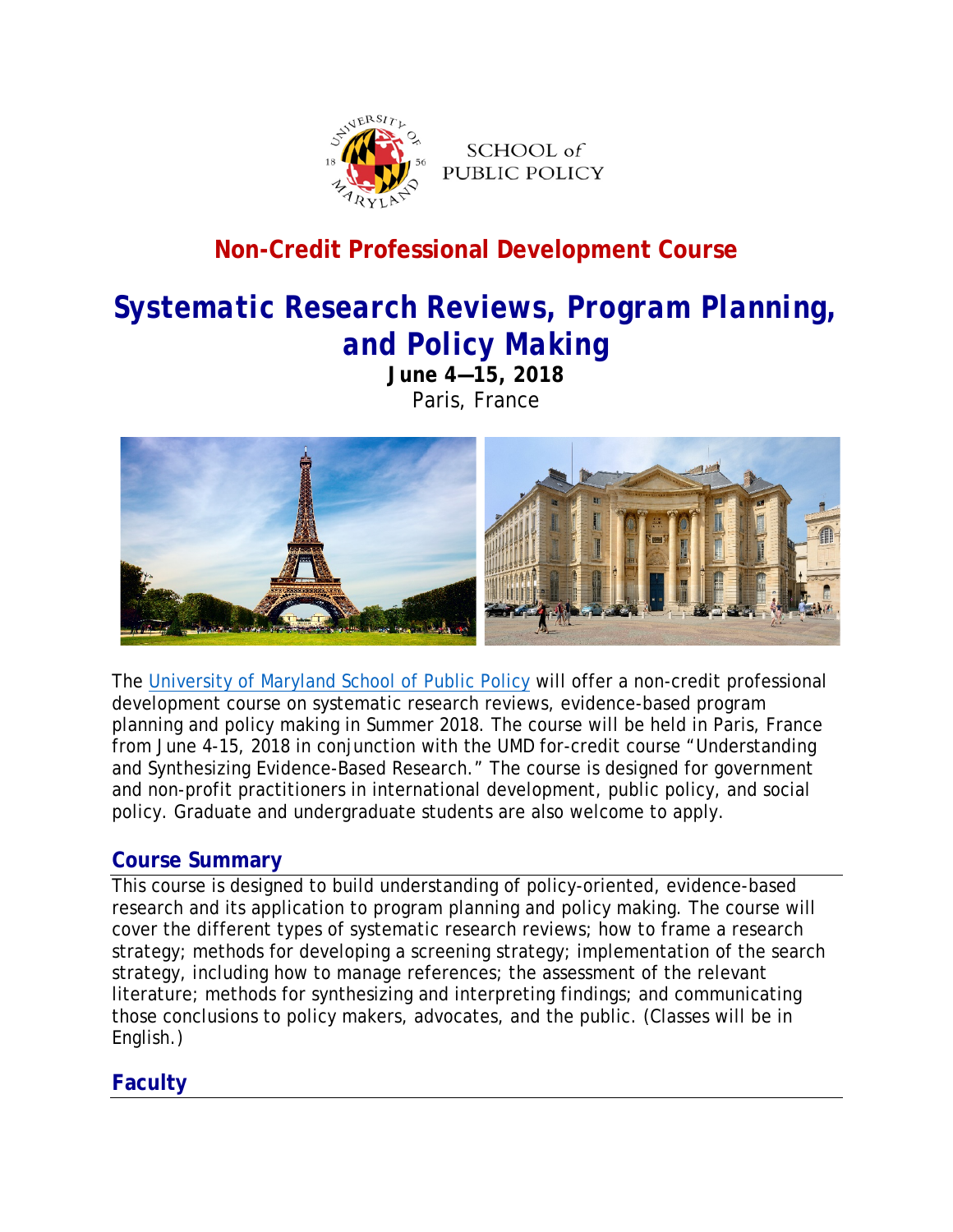SCHOOL of PUBLIC POLICY

## Non-Credit Professional Development Course

# *Systematic Research Reviews, Program Planning, and Policy Making*

**June 4—15, 2018**

Paris, France

The [University of Maryland School of Public Policy](#) will offer a non-credit professional development course on systematic research reviews, evidence-based program planning and policy making in Summer 2018. The course will be held in Paris, France from June 4-15, 2018 in conjunction with the UMD for-credit course "Understanding and Synthesizing Evidence-Based Research." The course is designed for government and non-profit practitioners in international development, public policy, and social policy. Graduate and undergraduate students are also welcome to apply.

## Course Summary

This course is designed to build understanding of policy-oriented, evidence-based research and its application to program planning and policy making. The course will cover the different types of systematic research reviews; how to frame a research strategy; methods for developing a screening strategy; implementation of the search strategy, including how to manage references; the assessment of the relevant literature; methods for synthesizing and interpreting findings; and communicating those conclusions to policy makers, advocates, and the public. (Classes will be in English.)

## Faculty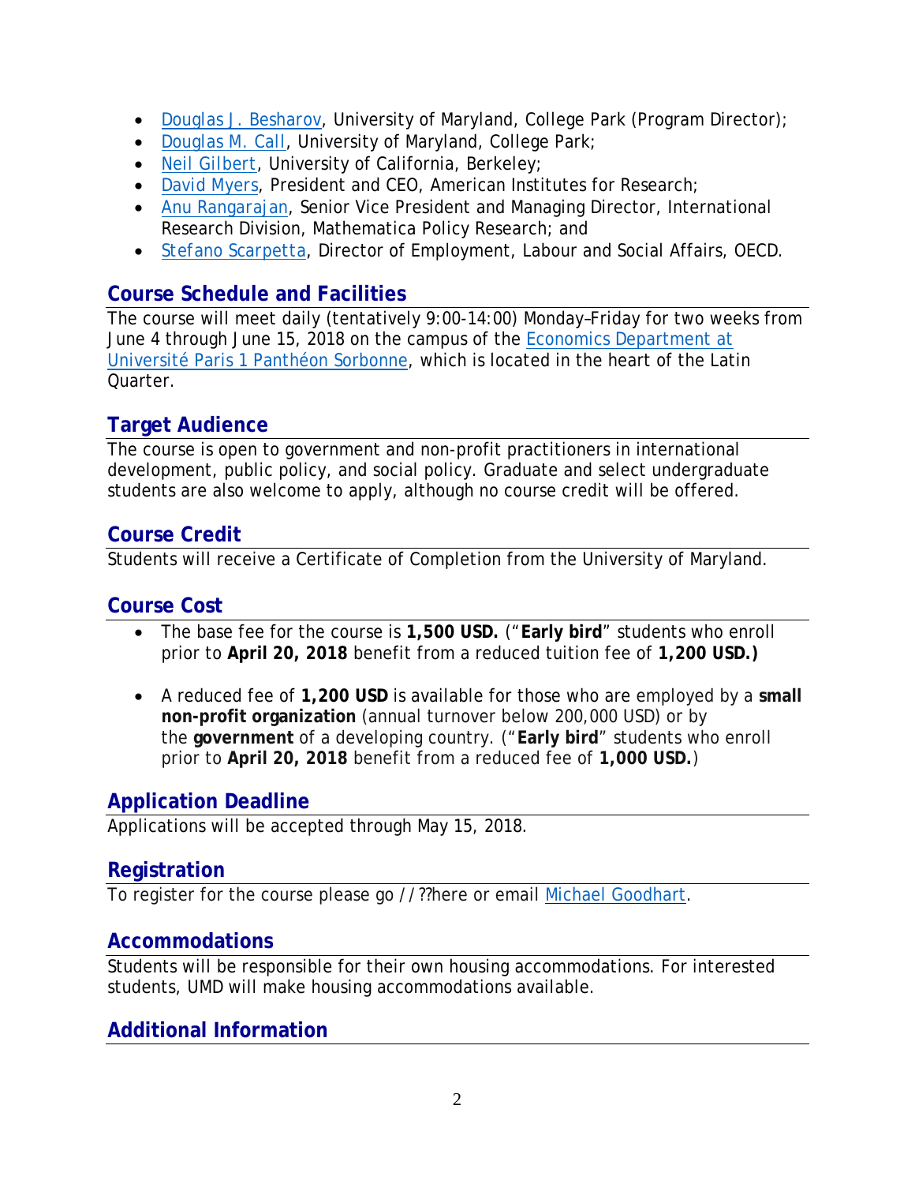- Douglas J. Besharov, University of Maryland, College Park (Program Director);
- Douglas M. Call, University of Maryland, College Park;
- Neil Gilbert, University of California, Berkeley;
- David Myers, President and CEO, American Institutes for Research;
- Anu Rangarajan, Senior Vice President and Managing Director, International Research Division, Mathematica Policy Research; and
- Stefano Scarpetta, Director of Employment, Labour and Social Affairs, OECD.

## Course Schedule and Facilities

The course will meet daily (tentatively 9:00-14:00) Monday–Friday for two weeks from June 4 through June 15, 2018 on the campus of the Economics Department at Université Paris 1 Panthéon Sorbonne, which is located in the heart of the Latin Quarter.

## Target Audience

The course is open to government and non-profit practitioners in international development, public policy, and social policy. Graduate and select undergraduate students are also welcome to apply, although no course credit will be offered.

## Course Credit

Students will receive a Certificate of Completion from the University of Maryland.

## Course Cost

- The base fee for the course is **1,500 USD.** ("**Early bird**" students who enroll prior to **April 20, 2018** benefit from a reduced tuition fee of **1,200 USD.)**

- A reduced fee of **1,200 USD** is available for those who are employed by a **small non-profit organization** (annual turnover below 200,000 USD) or by the **government** of a developing country. ("**Early bird**" students who enroll prior to **April 20, 2018** benefit from a reduced fee of **1,000 USD.**)

## Application Deadline

Applications will be accepted through May 15, 2018.

## Registration

To register for the course please go //??here or email Michael Goodhart.

## Accommodations

Students will be responsible for their own housing accommodations. For interested students, UMD will make housing accommodations available.

## Additional Information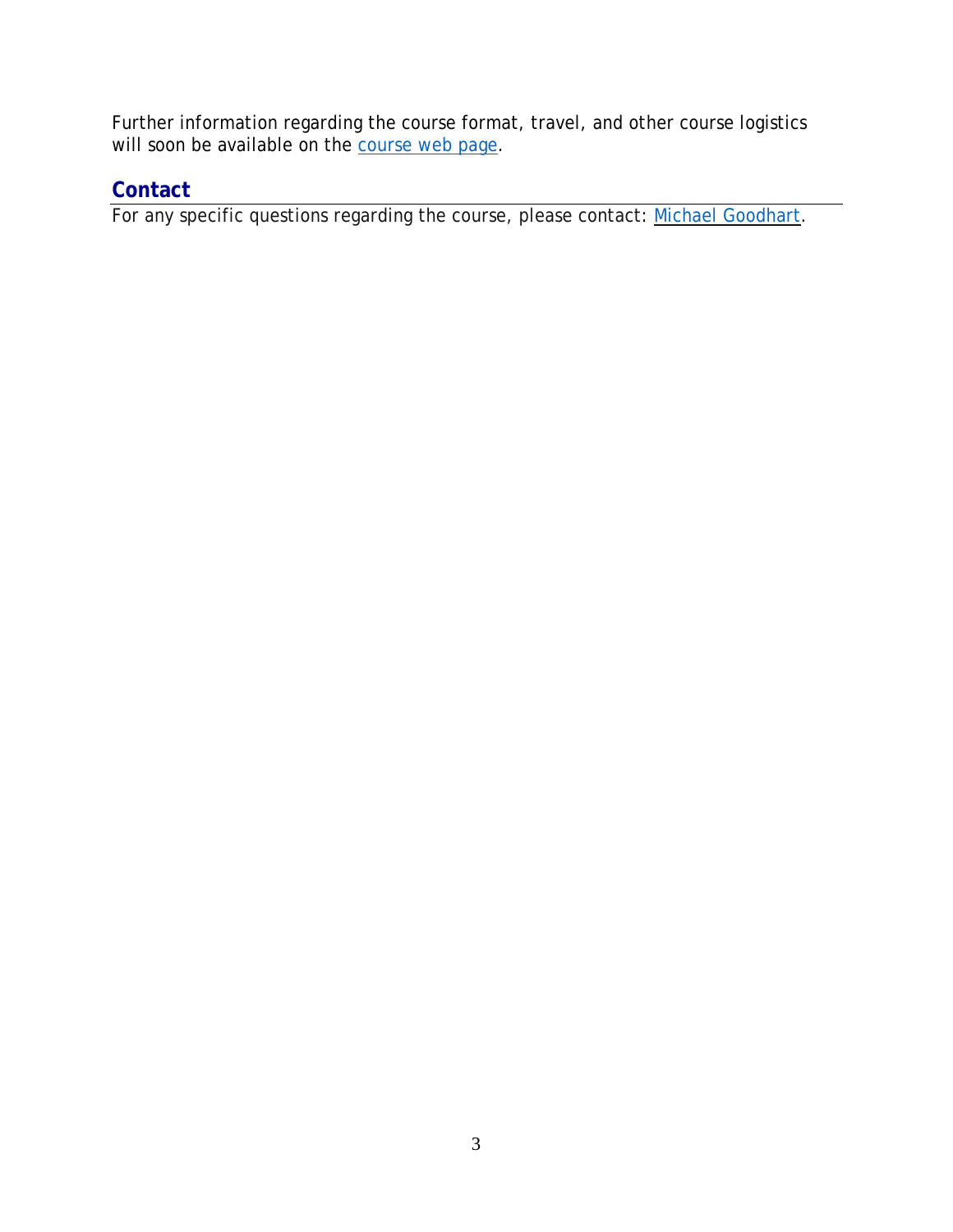Further information regarding the course format, travel, and other course logistics will soon be available on the course web page.

## Contact

For any specific questions regarding the course, please contact: Michael Goodhart.